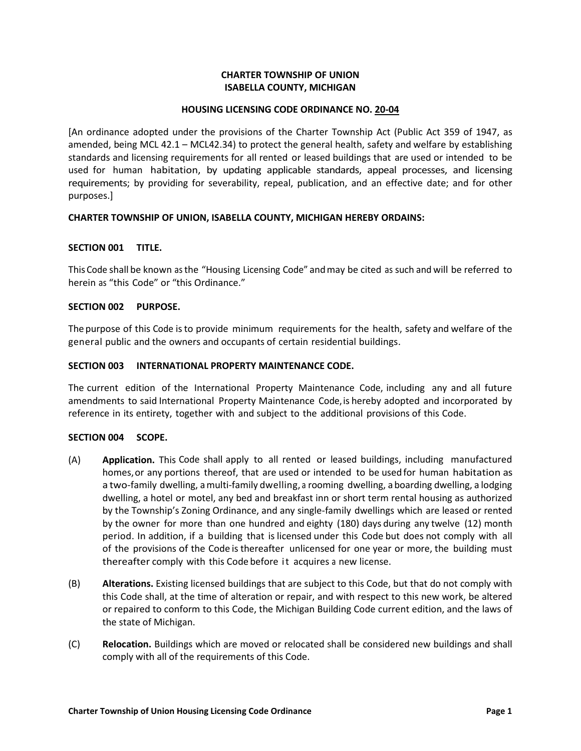# CHARTER TOWNSHIP OF UNION
# ISABELLA COUNTY, MICHIGAN

## HOUSING LICENSING CODE ORDINANCE NO. 20-04

[An ordinance adopted under the provisions of the Charter Township Act (Public Act 359 of 1947, as amended, being MCL 42.1 – MCL42.34) to protect the general health, safety and welfare by establishing standards and licensing requirements for all rented or leased buildings that are used or intended to be used for human habitation, by updating applicable standards, appeal processes, and licensing requirements; by providing for severability, repeal, publication, and an effective date; and for other purposes.]

**CHARTER TOWNSHIP OF UNION, ISABELLA COUNTY, MICHIGAN HEREBY ORDAINS:**

### SECTION 001 TITLE.

This Code shall be known as the "Housing Licensing Code" and may be cited as such and will be referred to herein as "this Code" or "this Ordinance."

### SECTION 002 PURPOSE.

The purpose of this Code is to provide minimum requirements for the health, safety and welfare of the general public and the owners and occupants of certain residential buildings.

### SECTION 003 INTERNATIONAL PROPERTY MAINTENANCE CODE.

The current edition of the International Property Maintenance Code, including any and all future amendments to said International Property Maintenance Code, is hereby adopted and incorporated by reference in its entirety, together with and subject to the additional provisions of this Code.

### SECTION 004 SCOPE.

(A) **Application.** This Code shall apply to all rented or leased buildings, including manufactured homes, or any portions thereof, that are used or intended to be used for human habitation as a two-family dwelling, a multi-family dwelling, a rooming dwelling, a boarding dwelling, a lodging dwelling, a hotel or motel, any bed and breakfast inn or short term rental housing as authorized by the Township's Zoning Ordinance, and any single-family dwellings which are leased or rented by the owner for more than one hundred and eighty (180) days during any twelve (12) month period. In addition, if a building that is licensed under this Code but does not comply with all of the provisions of the Code is thereafter unlicensed for one year or more, the building must thereafter comply with this Code before it acquires a new license.

(B) **Alterations.** Existing licensed buildings that are subject to this Code, but that do not comply with this Code shall, at the time of alteration or repair, and with respect to this new work, be altered or repaired to conform to this Code, the Michigan Building Code current edition, and the laws of the state of Michigan.

(C) **Relocation.** Buildings which are moved or relocated shall be considered new buildings and shall comply with all of the requirements of this Code.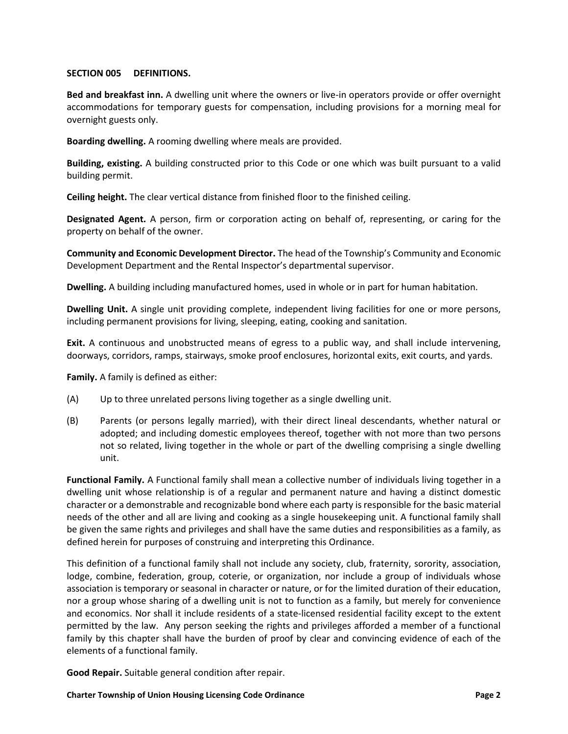## SECTION 005 DEFINITIONS.

**Bed and breakfast inn.** A dwelling unit where the owners or live-in operators provide or offer overnight accommodations for temporary guests for compensation, including provisions for a morning meal for overnight guests only.

**Boarding dwelling.** A rooming dwelling where meals are provided.

**Building, existing.** A building constructed prior to this Code or one which was built pursuant to a valid building permit.

**Ceiling height.** The clear vertical distance from finished floor to the finished ceiling.

**Designated Agent.** A person, firm or corporation acting on behalf of, representing, or caring for the property on behalf of the owner.

**Community and Economic Development Director.** The head of the Township's Community and Economic Development Department and the Rental Inspector's departmental supervisor.

**Dwelling.** A building including manufactured homes, used in whole or in part for human habitation.

**Dwelling Unit.** A single unit providing complete, independent living facilities for one or more persons, including permanent provisions for living, sleeping, eating, cooking and sanitation.

**Exit.** A continuous and unobstructed means of egress to a public way, and shall include intervening, doorways, corridors, ramps, stairways, smoke proof enclosures, horizontal exits, exit courts, and yards.

**Family.** A family is defined as either:

(A) Up to three unrelated persons living together as a single dwelling unit.

(B) Parents (or persons legally married), with their direct lineal descendants, whether natural or adopted; and including domestic employees thereof, together with not more than two persons not so related, living together in the whole or part of the dwelling comprising a single dwelling unit.

**Functional Family.** A Functional family shall mean a collective number of individuals living together in a dwelling unit whose relationship is of a regular and permanent nature and having a distinct domestic character or a demonstrable and recognizable bond where each party is responsible for the basic material needs of the other and all are living and cooking as a single housekeeping unit. A functional family shall be given the same rights and privileges and shall have the same duties and responsibilities as a family, as defined herein for purposes of construing and interpreting this Ordinance.

This definition of a functional family shall not include any society, club, fraternity, sorority, association, lodge, combine, federation, group, coterie, or organization, nor include a group of individuals whose association is temporary or seasonal in character or nature, or for the limited duration of their education, nor a group whose sharing of a dwelling unit is not to function as a family, but merely for convenience and economics. Nor shall it include residents of a state-licensed residential facility except to the extent permitted by the law. Any person seeking the rights and privileges afforded a member of a functional family by this chapter shall have the burden of proof by clear and convincing evidence of each of the elements of a functional family.

**Good Repair.** Suitable general condition after repair.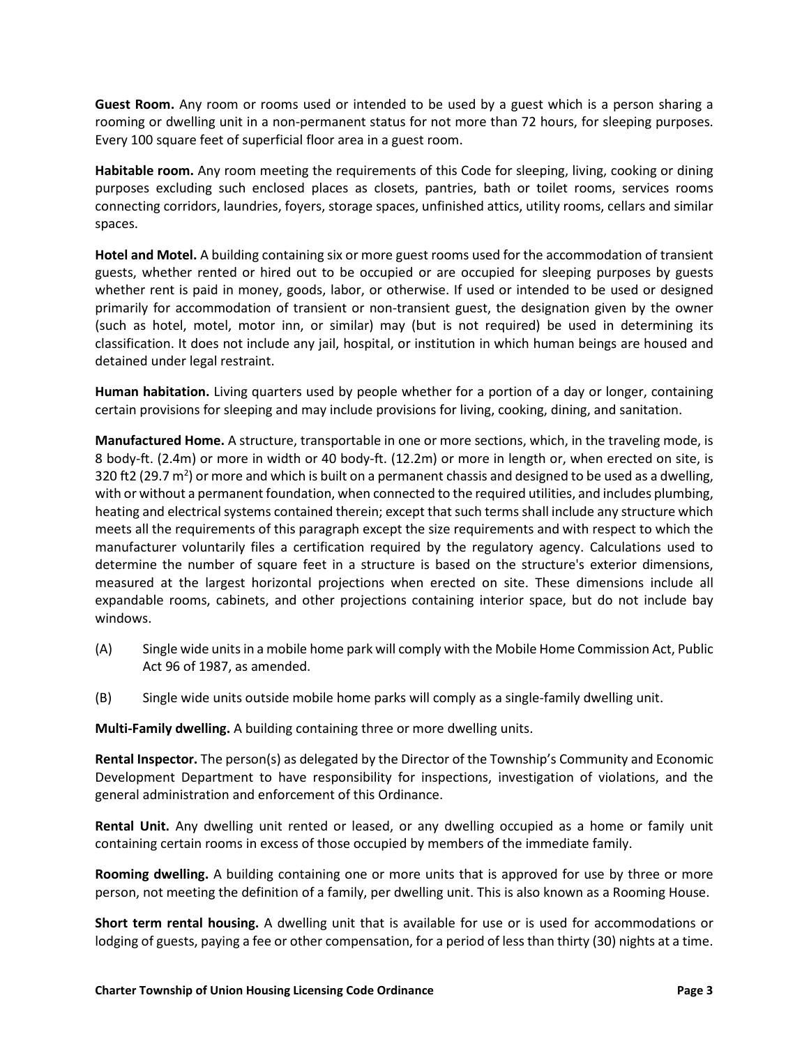**Guest Room.** Any room or rooms used or intended to be used by a guest which is a person sharing a rooming or dwelling unit in a non-permanent status for not more than 72 hours, for sleeping purposes. Every 100 square feet of superficial floor area in a guest room.

**Habitable room.** Any room meeting the requirements of this Code for sleeping, living, cooking or dining purposes excluding such enclosed places as closets, pantries, bath or toilet rooms, services rooms connecting corridors, laundries, foyers, storage spaces, unfinished attics, utility rooms, cellars and similar spaces.

**Hotel and Motel.** A building containing six or more guest rooms used for the accommodation of transient guests, whether rented or hired out to be occupied or are occupied for sleeping purposes by guests whether rent is paid in money, goods, labor, or otherwise. If used or intended to be used or designed primarily for accommodation of transient or non-transient guest, the designation given by the owner (such as hotel, motel, motor inn, or similar) may (but is not required) be used in determining its classification. It does not include any jail, hospital, or institution in which human beings are housed and detained under legal restraint.

**Human habitation.** Living quarters used by people whether for a portion of a day or longer, containing certain provisions for sleeping and may include provisions for living, cooking, dining, and sanitation.

**Manufactured Home.** A structure, transportable in one or more sections, which, in the traveling mode, is 8 body-ft. (2.4m) or more in width or 40 body-ft. (12.2m) or more in length or, when erected on site, is 320 ft2 (29.7 $m^2$) or more and which is built on a permanent chassis and designed to be used as a dwelling, with or without a permanent foundation, when connected to the required utilities, and includes plumbing, heating and electrical systems contained therein; except that such terms shall include any structure which meets all the requirements of this paragraph except the size requirements and with respect to which the manufacturer voluntarily files a certification required by the regulatory agency. Calculations used to determine the number of square feet in a structure is based on the structure's exterior dimensions, measured at the largest horizontal projections when erected on site. These dimensions include all expandable rooms, cabinets, and other projections containing interior space, but do not include bay windows.

(A) Single wide units in a mobile home park will comply with the Mobile Home Commission Act, Public Act 96 of 1987, as amended.

(B) Single wide units outside mobile home parks will comply as a single-family dwelling unit.

**Multi-Family dwelling.** A building containing three or more dwelling units.

**Rental Inspector.** The person(s) as delegated by the Director of the Township's Community and Economic Development Department to have responsibility for inspections, investigation of violations, and the general administration and enforcement of this Ordinance.

**Rental Unit.** Any dwelling unit rented or leased, or any dwelling occupied as a home or family unit containing certain rooms in excess of those occupied by members of the immediate family.

**Rooming dwelling.** A building containing one or more units that is approved for use by three or more person, not meeting the definition of a family, per dwelling unit. This is also known as a Rooming House.

**Short term rental housing.** A dwelling unit that is available for use or is used for accommodations or lodging of guests, paying a fee or other compensation, for a period of less than thirty (30) nights at a time.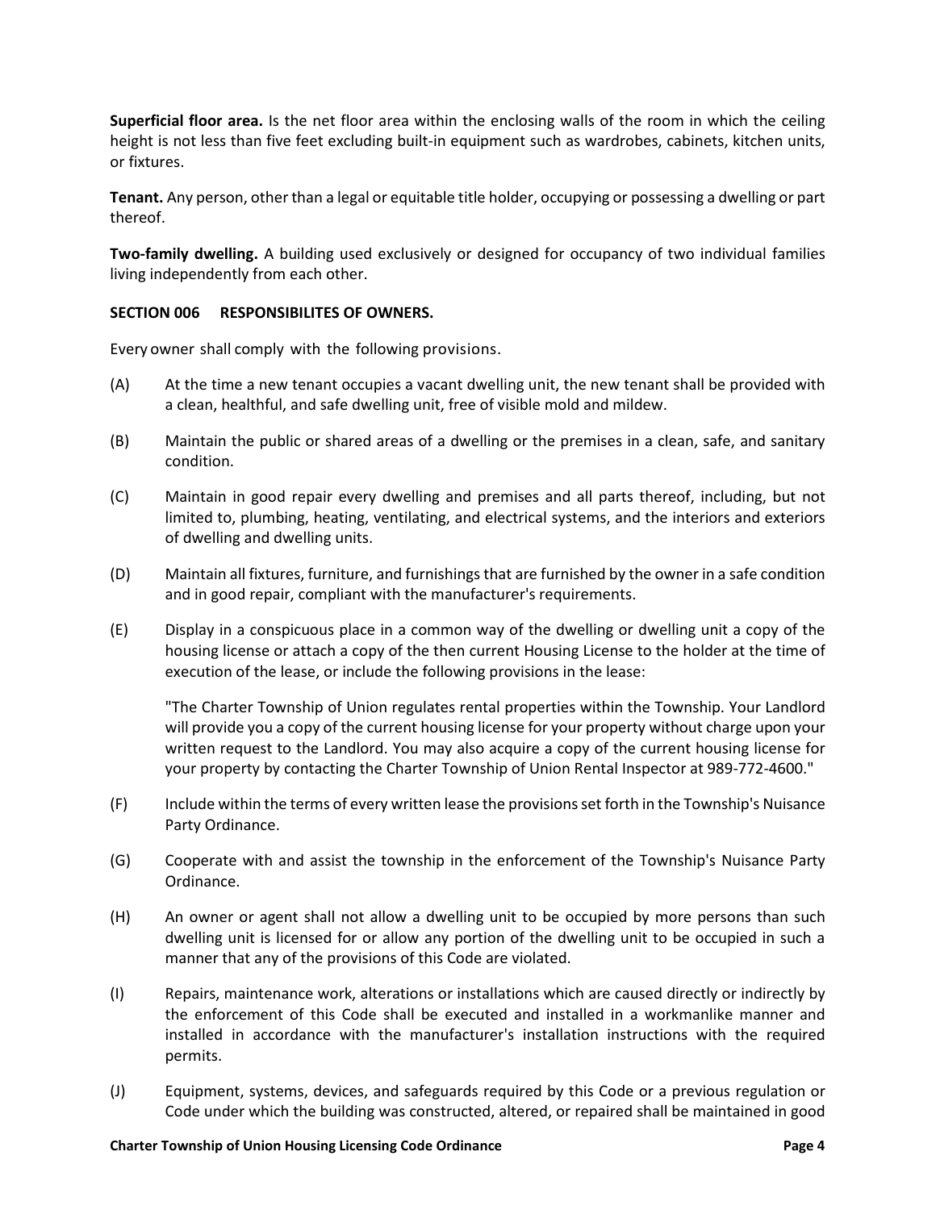**Superficial floor area.** Is the net floor area within the enclosing walls of the room in which the ceiling height is not less than five feet excluding built-in equipment such as wardrobes, cabinets, kitchen units, or fixtures.

**Tenant.** Any person, other than a legal or equitable title holder, occupying or possessing a dwelling or part thereof.

**Two-family dwelling.** A building used exclusively or designed for occupancy of two individual families living independently from each other.

**SECTION 006 RESPONSIBILITES OF OWNERS.**

Every owner shall comply with the following provisions.

(A) At the time a new tenant occupies a vacant dwelling unit, the new tenant shall be provided with a clean, healthful, and safe dwelling unit, free of visible mold and mildew.

(B) Maintain the public or shared areas of a dwelling or the premises in a clean, safe, and sanitary condition.

(C) Maintain in good repair every dwelling and premises and all parts thereof, including, but not limited to, plumbing, heating, ventilating, and electrical systems, and the interiors and exteriors of dwelling and dwelling units.

(D) Maintain all fixtures, furniture, and furnishings that are furnished by the owner in a safe condition and in good repair, compliant with the manufacturer's requirements.

(E) Display in a conspicuous place in a common way of the dwelling or dwelling unit a copy of the housing license or attach a copy of the then current Housing License to the holder at the time of execution of the lease, or include the following provisions in the lease:

"The Charter Township of Union regulates rental properties within the Township. Your Landlord will provide you a copy of the current housing license for your property without charge upon your written request to the Landlord. You may also acquire a copy of the current housing license for your property by contacting the Charter Township of Union Rental Inspector at 989-772-4600."

(F) Include within the terms of every written lease the provisions set forth in the Township's Nuisance Party Ordinance.

(G) Cooperate with and assist the township in the enforcement of the Township's Nuisance Party Ordinance.

(H) An owner or agent shall not allow a dwelling unit to be occupied by more persons than such dwelling unit is licensed for or allow any portion of the dwelling unit to be occupied in such a manner that any of the provisions of this Code are violated.

(I) Repairs, maintenance work, alterations or installations which are caused directly or indirectly by the enforcement of this Code shall be executed and installed in a workmanlike manner and installed in accordance with the manufacturer's installation instructions with the required permits.

(J) Equipment, systems, devices, and safeguards required by this Code or a previous regulation or Code under which the building was constructed, altered, or repaired shall be maintained in good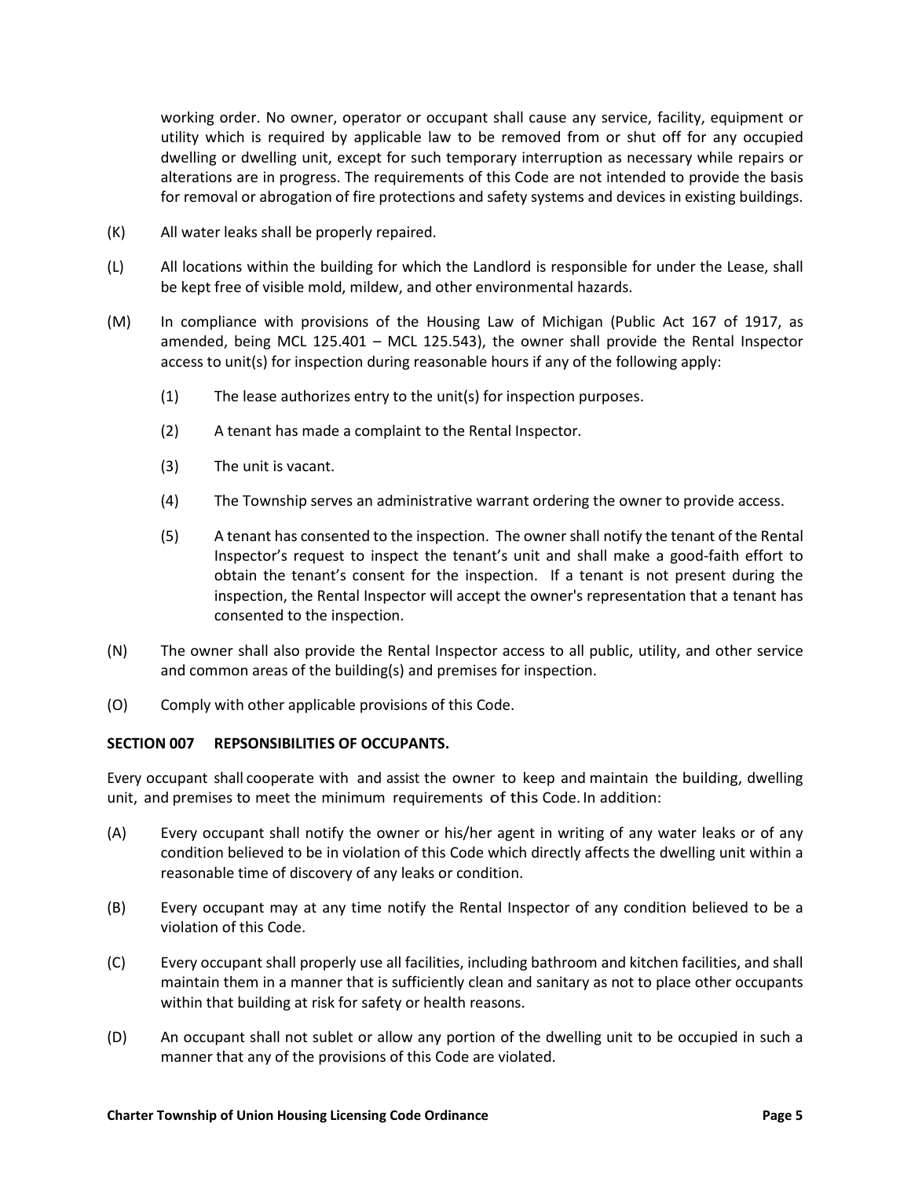working order. No owner, operator or occupant shall cause any service, facility, equipment or utility which is required by applicable law to be removed from or shut off for any occupied dwelling or dwelling unit, except for such temporary interruption as necessary while repairs or alterations are in progress. The requirements of this Code are not intended to provide the basis for removal or abrogation of fire protections and safety systems and devices in existing buildings.

(K) All water leaks shall be properly repaired.

(L) All locations within the building for which the Landlord is responsible for under the Lease, shall be kept free of visible mold, mildew, and other environmental hazards.

(M) In compliance with provisions of the Housing Law of Michigan (Public Act 167 of 1917, as amended, being MCL 125.401 – MCL 125.543), the owner shall provide the Rental Inspector access to unit(s) for inspection during reasonable hours if any of the following apply:

   (1) The lease authorizes entry to the unit(s) for inspection purposes.

   (2) A tenant has made a complaint to the Rental Inspector.

   (3) The unit is vacant.

   (4) The Township serves an administrative warrant ordering the owner to provide access.

   (5) A tenant has consented to the inspection. The owner shall notify the tenant of the Rental Inspector's request to inspect the tenant's unit and shall make a good-faith effort to obtain the tenant's consent for the inspection. If a tenant is not present during the inspection, the Rental Inspector will accept the owner's representation that a tenant has consented to the inspection.

(N) The owner shall also provide the Rental Inspector access to all public, utility, and other service and common areas of the building(s) and premises for inspection.

(O) Comply with other applicable provisions of this Code.

**SECTION 007 REPSONSIBILITIES OF OCCUPANTS.**

Every occupant shall cooperate with and assist the owner to keep and maintain the building, dwelling unit, and premises to meet the minimum requirements of this Code. In addition:

(A) Every occupant shall notify the owner or his/her agent in writing of any water leaks or of any condition believed to be in violation of this Code which directly affects the dwelling unit within a reasonable time of discovery of any leaks or condition.

(B) Every occupant may at any time notify the Rental Inspector of any condition believed to be a violation of this Code.

(C) Every occupant shall properly use all facilities, including bathroom and kitchen facilities, and shall maintain them in a manner that is sufficiently clean and sanitary as not to place other occupants within that building at risk for safety or health reasons.

(D) An occupant shall not sublet or allow any portion of the dwelling unit to be occupied in such a manner that any of the provisions of this Code are violated.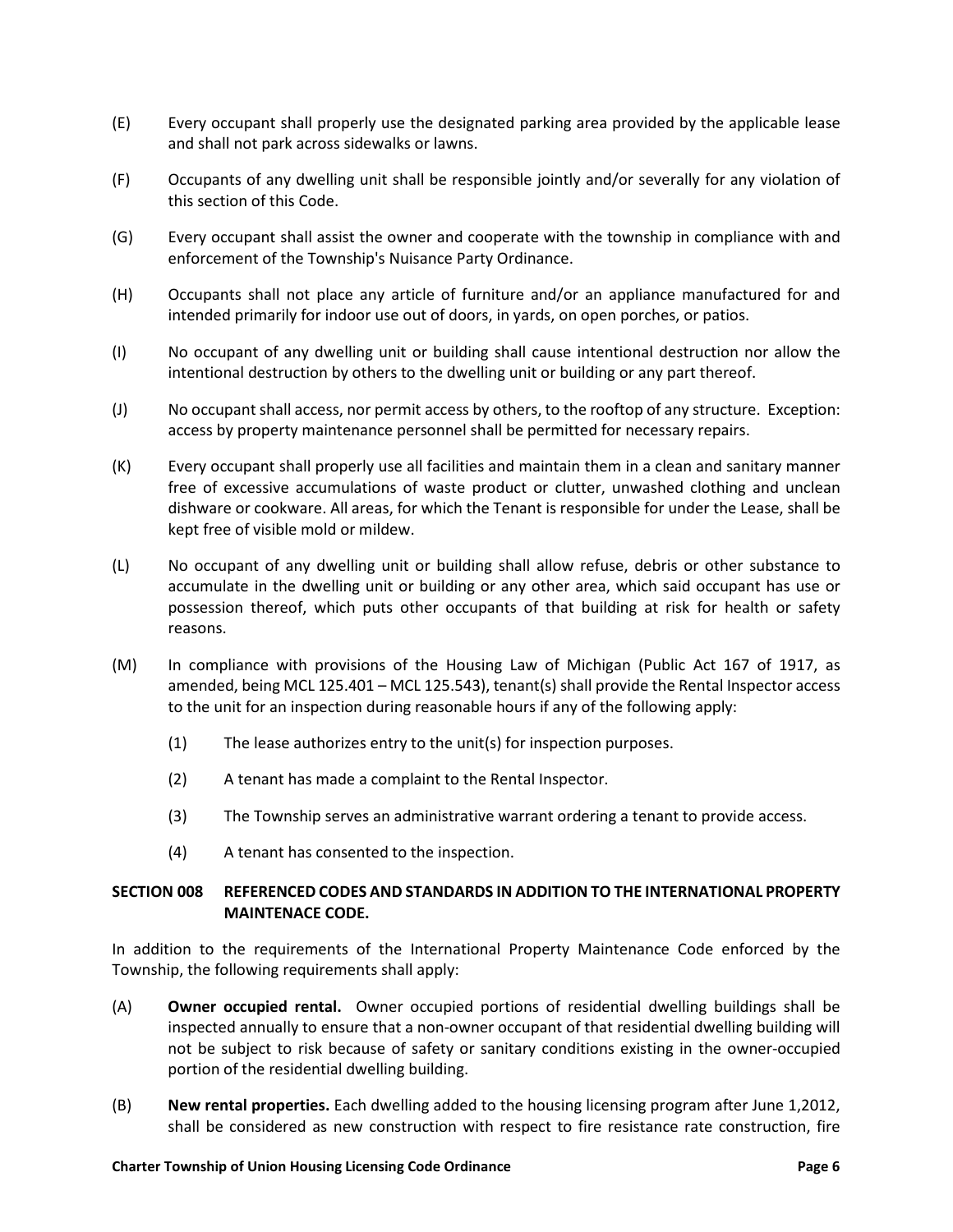(E) Every occupant shall properly use the designated parking area provided by the applicable lease and shall not park across sidewalks or lawns.

(F) Occupants of any dwelling unit shall be responsible jointly and/or severally for any violation of this section of this Code.

(G) Every occupant shall assist the owner and cooperate with the township in compliance with and enforcement of the Township's Nuisance Party Ordinance.

(H) Occupants shall not place any article of furniture and/or an appliance manufactured for and intended primarily for indoor use out of doors, in yards, on open porches, or patios.

(I) No occupant of any dwelling unit or building shall cause intentional destruction nor allow the intentional destruction by others to the dwelling unit or building or any part thereof.

(J) No occupant shall access, nor permit access by others, to the rooftop of any structure. Exception: access by property maintenance personnel shall be permitted for necessary repairs.

(K) Every occupant shall properly use all facilities and maintain them in a clean and sanitary manner free of excessive accumulations of waste product or clutter, unwashed clothing and unclean dishware or cookware. All areas, for which the Tenant is responsible for under the Lease, shall be kept free of visible mold or mildew.

(L) No occupant of any dwelling unit or building shall allow refuse, debris or other substance to accumulate in the dwelling unit or building or any other area, which said occupant has use or possession thereof, which puts other occupants of that building at risk for health or safety reasons.

(M) In compliance with provisions of the Housing Law of Michigan (Public Act 167 of 1917, as amended, being MCL 125.401 – MCL 125.543), tenant(s) shall provide the Rental Inspector access to the unit for an inspection during reasonable hours if any of the following apply:

   (1) The lease authorizes entry to the unit(s) for inspection purposes.

   (2) A tenant has made a complaint to the Rental Inspector.

   (3) The Township serves an administrative warrant ordering a tenant to provide access.

   (4) A tenant has consented to the inspection.

**SECTION 008 REFERENCED CODES AND STANDARDS IN ADDITION TO THE INTERNATIONAL PROPERTY MAINTENACE CODE.**

In addition to the requirements of the International Property Maintenance Code enforced by the Township, the following requirements shall apply:

(A) **Owner occupied rental.** Owner occupied portions of residential dwelling buildings shall be inspected annually to ensure that a non-owner occupant of that residential dwelling building will not be subject to risk because of safety or sanitary conditions existing in the owner-occupied portion of the residential dwelling building.

(B) **New rental properties.** Each dwelling added to the housing licensing program after June 1,2012, shall be considered as new construction with respect to fire resistance rate construction, fire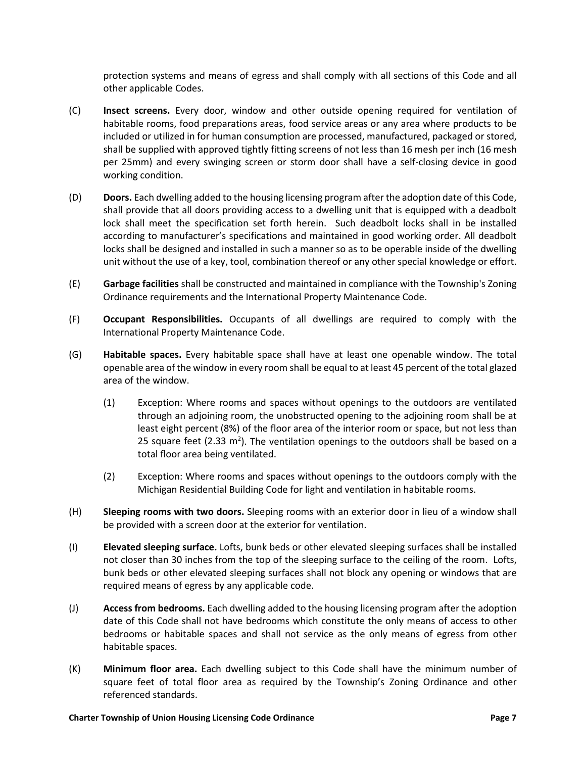protection systems and means of egress and shall comply with all sections of this Code and all other applicable Codes.

(C) **Insect screens.** Every door, window and other outside opening required for ventilation of habitable rooms, food preparations areas, food service areas or any area where products to be included or utilized in for human consumption are processed, manufactured, packaged or stored, shall be supplied with approved tightly fitting screens of not less than 16 mesh per inch (16 mesh per 25mm) and every swinging screen or storm door shall have a self-closing device in good working condition.

(D) **Doors.** Each dwelling added to the housing licensing program after the adoption date of this Code, shall provide that all doors providing access to a dwelling unit that is equipped with a deadbolt lock shall meet the specification set forth herein. Such deadbolt locks shall in be installed according to manufacturer's specifications and maintained in good working order. All deadbolt locks shall be designed and installed in such a manner so as to be operable inside of the dwelling unit without the use of a key, tool, combination thereof or any other special knowledge or effort.

(E) **Garbage facilities** shall be constructed and maintained in compliance with the Township's Zoning Ordinance requirements and the International Property Maintenance Code.

(F) **Occupant Responsibilities.** Occupants of all dwellings are required to comply with the International Property Maintenance Code.

(G) **Habitable spaces.** Every habitable space shall have at least one openable window. The total openable area of the window in every room shall be equal to at least 45 percent of the total glazed area of the window.

  (1) Exception: Where rooms and spaces without openings to the outdoors are ventilated through an adjoining room, the unobstructed opening to the adjoining room shall be at least eight percent (8%) of the floor area of the interior room or space, but not less than 25 square feet (2.33 $m^2$). The ventilation openings to the outdoors shall be based on a total floor area being ventilated.

  (2) Exception: Where rooms and spaces without openings to the outdoors comply with the Michigan Residential Building Code for light and ventilation in habitable rooms.

(H) **Sleeping rooms with two doors.** Sleeping rooms with an exterior door in lieu of a window shall be provided with a screen door at the exterior for ventilation.

(I) **Elevated sleeping surface.** Lofts, bunk beds or other elevated sleeping surfaces shall be installed not closer than 30 inches from the top of the sleeping surface to the ceiling of the room. Lofts, bunk beds or other elevated sleeping surfaces shall not block any opening or windows that are required means of egress by any applicable code.

(J) **Access from bedrooms.** Each dwelling added to the housing licensing program after the adoption date of this Code shall not have bedrooms which constitute the only means of access to other bedrooms or habitable spaces and shall not service as the only means of egress from other habitable spaces.

(K) **Minimum floor area.** Each dwelling subject to this Code shall have the minimum number of square feet of total floor area as required by the Township's Zoning Ordinance and other referenced standards.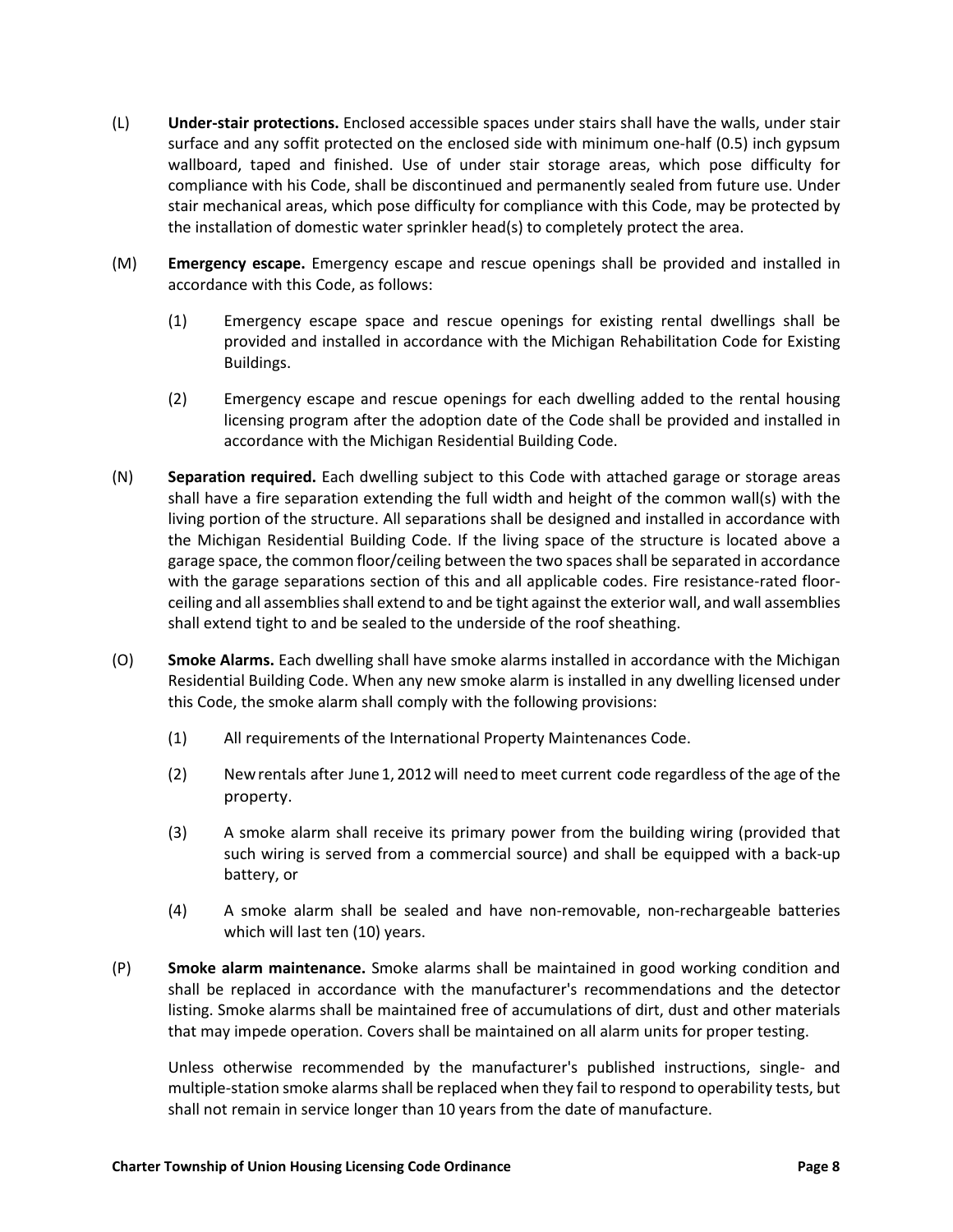(L) **Under-stair protections.** Enclosed accessible spaces under stairs shall have the walls, under stair surface and any soffit protected on the enclosed side with minimum one-half (0.5) inch gypsum wallboard, taped and finished. Use of under stair storage areas, which pose difficulty for compliance with his Code, shall be discontinued and permanently sealed from future use. Under stair mechanical areas, which pose difficulty for compliance with this Code, may be protected by the installation of domestic water sprinkler head(s) to completely protect the area.

(M) **Emergency escape.** Emergency escape and rescue openings shall be provided and installed in accordance with this Code, as follows:

> (1) Emergency escape space and rescue openings for existing rental dwellings shall be provided and installed in accordance with the Michigan Rehabilitation Code for Existing Buildings.
>
> (2) Emergency escape and rescue openings for each dwelling added to the rental housing licensing program after the adoption date of the Code shall be provided and installed in accordance with the Michigan Residential Building Code.

(N) **Separation required.** Each dwelling subject to this Code with attached garage or storage areas shall have a fire separation extending the full width and height of the common wall(s) with the living portion of the structure. All separations shall be designed and installed in accordance with the Michigan Residential Building Code. If the living space of the structure is located above a garage space, the common floor/ceiling between the two spaces shall be separated in accordance with the garage separations section of this and all applicable codes. Fire resistance-rated floor-ceiling and all assemblies shall extend to and be tight against the exterior wall, and wall assemblies shall extend tight to and be sealed to the underside of the roof sheathing.

(O) **Smoke Alarms.** Each dwelling shall have smoke alarms installed in accordance with the Michigan Residential Building Code. When any new smoke alarm is installed in any dwelling licensed under this Code, the smoke alarm shall comply with the following provisions:

> (1) All requirements of the International Property Maintenances Code.
>
> (2) New rentals after June 1, 2012 will need to meet current code regardless of the age of the property.
>
> (3) A smoke alarm shall receive its primary power from the building wiring (provided that such wiring is served from a commercial source) and shall be equipped with a back-up battery, or
>
> (4) A smoke alarm shall be sealed and have non-removable, non-rechargeable batteries which will last ten (10) years.

(P) **Smoke alarm maintenance.** Smoke alarms shall be maintained in good working condition and shall be replaced in accordance with the manufacturer's recommendations and the detector listing. Smoke alarms shall be maintained free of accumulations of dirt, dust and other materials that may impede operation. Covers shall be maintained on all alarm units for proper testing.

Unless otherwise recommended by the manufacturer's published instructions, single- and multiple-station smoke alarms shall be replaced when they fail to respond to operability tests, but shall not remain in service longer than 10 years from the date of manufacture.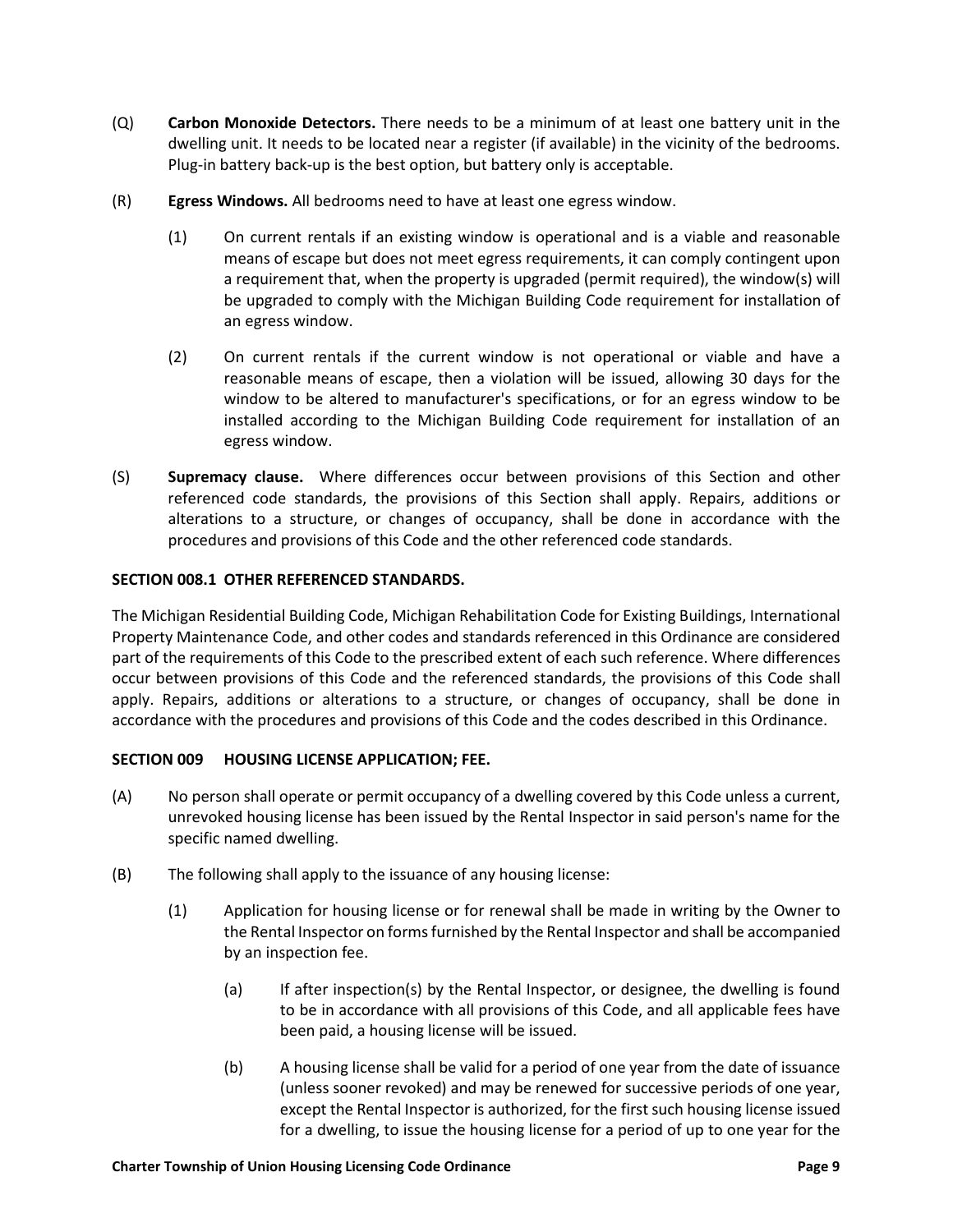(Q) **Carbon Monoxide Detectors.** There needs to be a minimum of at least one battery unit in the dwelling unit. It needs to be located near a register (if available) in the vicinity of the bedrooms. Plug-in battery back-up is the best option, but battery only is acceptable.

(R) **Egress Windows.** All bedrooms need to have at least one egress window.

> (1) On current rentals if an existing window is operational and is a viable and reasonable means of escape but does not meet egress requirements, it can comply contingent upon a requirement that, when the property is upgraded (permit required), the window(s) will be upgraded to comply with the Michigan Building Code requirement for installation of an egress window.
>
> (2) On current rentals if the current window is not operational or viable and have a reasonable means of escape, then a violation will be issued, allowing 30 days for the window to be altered to manufacturer's specifications, or for an egress window to be installed according to the Michigan Building Code requirement for installation of an egress window.

(S) **Supremacy clause.** Where differences occur between provisions of this Section and other referenced code standards, the provisions of this Section shall apply. Repairs, additions or alterations to a structure, or changes of occupancy, shall be done in accordance with the procedures and provisions of this Code and the other referenced code standards.

**SECTION 008.1 OTHER REFERENCED STANDARDS.**

The Michigan Residential Building Code, Michigan Rehabilitation Code for Existing Buildings, International Property Maintenance Code, and other codes and standards referenced in this Ordinance are considered part of the requirements of this Code to the prescribed extent of each such reference. Where differences occur between provisions of this Code and the referenced standards, the provisions of this Code shall apply. Repairs, additions or alterations to a structure, or changes of occupancy, shall be done in accordance with the procedures and provisions of this Code and the codes described in this Ordinance.

**SECTION 009 HOUSING LICENSE APPLICATION; FEE.**

(A) No person shall operate or permit occupancy of a dwelling covered by this Code unless a current, unrevoked housing license has been issued by the Rental Inspector in said person's name for the specific named dwelling.

(B) The following shall apply to the issuance of any housing license:

> (1) Application for housing license or for renewal shall be made in writing by the Owner to the Rental Inspector on forms furnished by the Rental Inspector and shall be accompanied by an inspection fee.
>
> > (a) If after inspection(s) by the Rental Inspector, or designee, the dwelling is found to be in accordance with all provisions of this Code, and all applicable fees have been paid, a housing license will be issued.
> >
> > (b) A housing license shall be valid for a period of one year from the date of issuance (unless sooner revoked) and may be renewed for successive periods of one year, except the Rental Inspector is authorized, for the first such housing license issued for a dwelling, to issue the housing license for a period of up to one year for the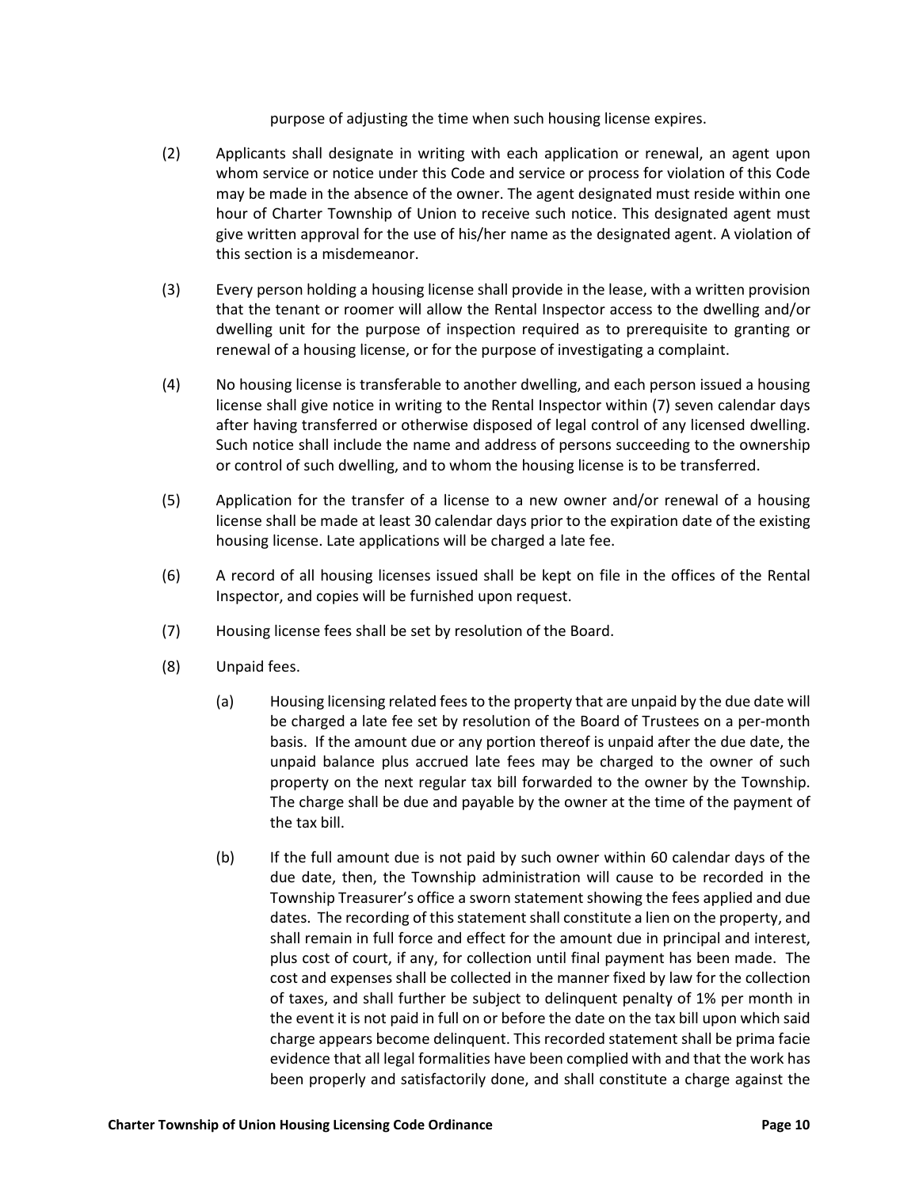purpose of adjusting the time when such housing license expires.

(2) Applicants shall designate in writing with each application or renewal, an agent upon whom service or notice under this Code and service or process for violation of this Code may be made in the absence of the owner. The agent designated must reside within one hour of Charter Township of Union to receive such notice. This designated agent must give written approval for the use of his/her name as the designated agent. A violation of this section is a misdemeanor.

(3) Every person holding a housing license shall provide in the lease, with a written provision that the tenant or roomer will allow the Rental Inspector access to the dwelling and/or dwelling unit for the purpose of inspection required as to prerequisite to granting or renewal of a housing license, or for the purpose of investigating a complaint.

(4) No housing license is transferable to another dwelling, and each person issued a housing license shall give notice in writing to the Rental Inspector within (7) seven calendar days after having transferred or otherwise disposed of legal control of any licensed dwelling. Such notice shall include the name and address of persons succeeding to the ownership or control of such dwelling, and to whom the housing license is to be transferred.

(5) Application for the transfer of a license to a new owner and/or renewal of a housing license shall be made at least 30 calendar days prior to the expiration date of the existing housing license. Late applications will be charged a late fee.

(6) A record of all housing licenses issued shall be kept on file in the offices of the Rental Inspector, and copies will be furnished upon request.

(7) Housing license fees shall be set by resolution of the Board.

(8) Unpaid fees.

(a) Housing licensing related fees to the property that are unpaid by the due date will be charged a late fee set by resolution of the Board of Trustees on a per-month basis. If the amount due or any portion thereof is unpaid after the due date, the unpaid balance plus accrued late fees may be charged to the owner of such property on the next regular tax bill forwarded to the owner by the Township. The charge shall be due and payable by the owner at the time of the payment of the tax bill.

(b) If the full amount due is not paid by such owner within 60 calendar days of the due date, then, the Township administration will cause to be recorded in the Township Treasurer's office a sworn statement showing the fees applied and due dates. The recording of this statement shall constitute a lien on the property, and shall remain in full force and effect for the amount due in principal and interest, plus cost of court, if any, for collection until final payment has been made. The cost and expenses shall be collected in the manner fixed by law for the collection of taxes, and shall further be subject to delinquent penalty of 1% per month in the event it is not paid in full on or before the date on the tax bill upon which said charge appears become delinquent. This recorded statement shall be prima facie evidence that all legal formalities have been complied with and that the work has been properly and satisfactorily done, and shall constitute a charge against the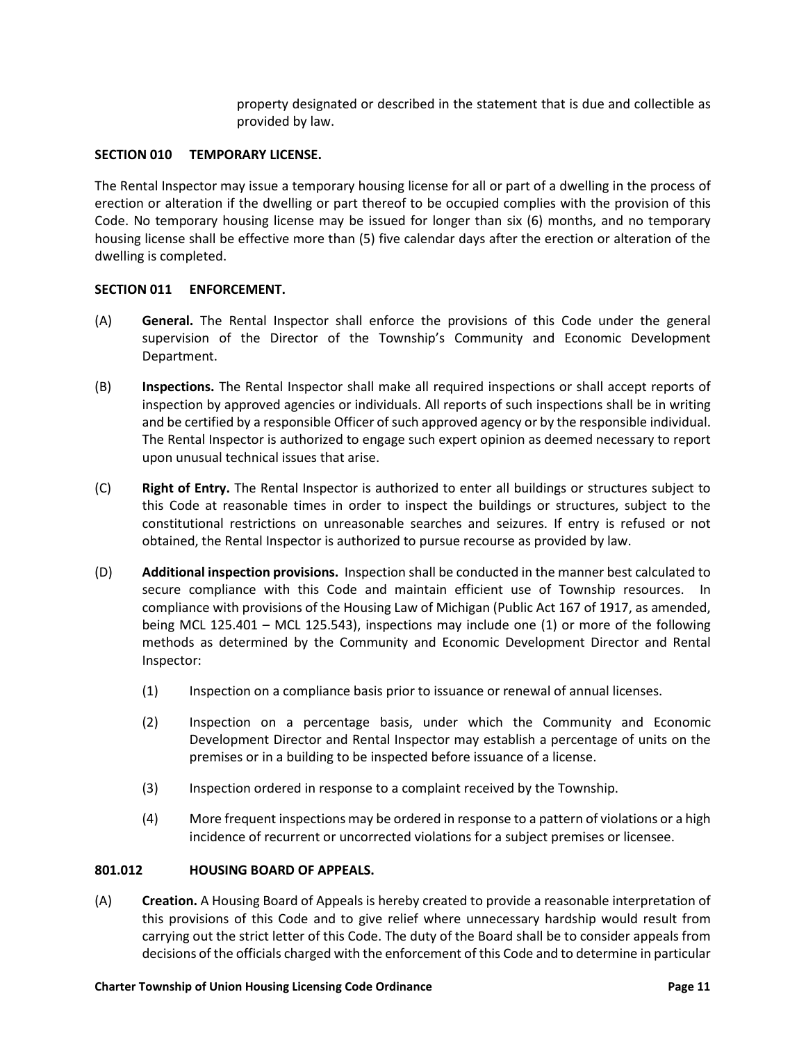property designated or described in the statement that is due and collectible as provided by law.

**SECTION 010 TEMPORARY LICENSE.**

The Rental Inspector may issue a temporary housing license for all or part of a dwelling in the process of erection or alteration if the dwelling or part thereof to be occupied complies with the provision of this Code. No temporary housing license may be issued for longer than six (6) months, and no temporary housing license shall be effective more than (5) five calendar days after the erection or alteration of the dwelling is completed.

**SECTION 011 ENFORCEMENT.**

(A) **General.** The Rental Inspector shall enforce the provisions of this Code under the general supervision of the Director of the Township's Community and Economic Development Department.

(B) **Inspections.** The Rental Inspector shall make all required inspections or shall accept reports of inspection by approved agencies or individuals. All reports of such inspections shall be in writing and be certified by a responsible Officer of such approved agency or by the responsible individual. The Rental Inspector is authorized to engage such expert opinion as deemed necessary to report upon unusual technical issues that arise.

(C) **Right of Entry.** The Rental Inspector is authorized to enter all buildings or structures subject to this Code at reasonable times in order to inspect the buildings or structures, subject to the constitutional restrictions on unreasonable searches and seizures. If entry is refused or not obtained, the Rental Inspector is authorized to pursue recourse as provided by law.

(D) **Additional inspection provisions.** Inspection shall be conducted in the manner best calculated to secure compliance with this Code and maintain efficient use of Township resources. In compliance with provisions of the Housing Law of Michigan (Public Act 167 of 1917, as amended, being MCL 125.401 – MCL 125.543), inspections may include one (1) or more of the following methods as determined by the Community and Economic Development Director and Rental Inspector:

(1) Inspection on a compliance basis prior to issuance or renewal of annual licenses.

(2) Inspection on a percentage basis, under which the Community and Economic Development Director and Rental Inspector may establish a percentage of units on the premises or in a building to be inspected before issuance of a license.

(3) Inspection ordered in response to a complaint received by the Township.

(4) More frequent inspections may be ordered in response to a pattern of violations or a high incidence of recurrent or uncorrected violations for a subject premises or licensee.

**801.012 HOUSING BOARD OF APPEALS.**

(A) **Creation.** A Housing Board of Appeals is hereby created to provide a reasonable interpretation of this provisions of this Code and to give relief where unnecessary hardship would result from carrying out the strict letter of this Code. The duty of the Board shall be to consider appeals from decisions of the officials charged with the enforcement of this Code and to determine in particular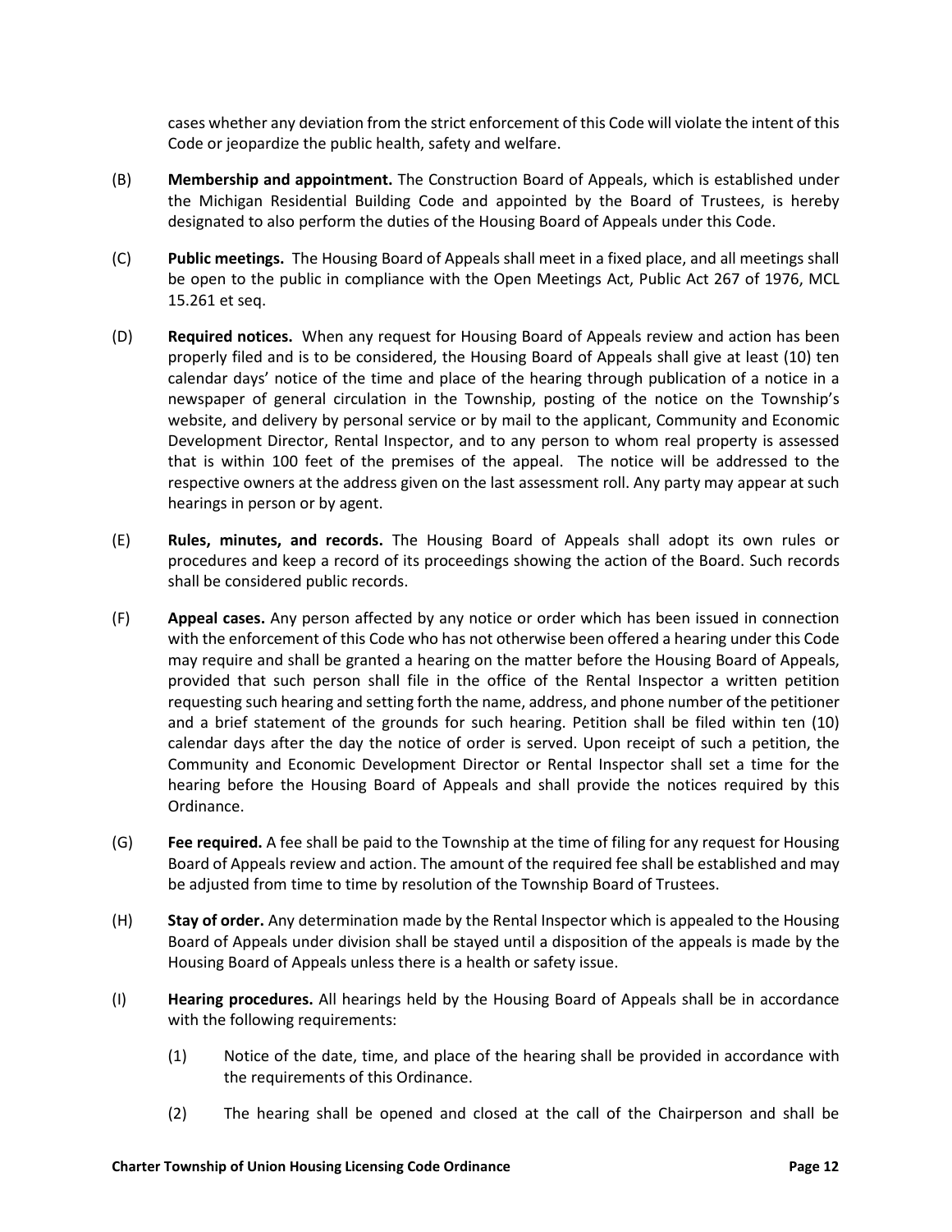cases whether any deviation from the strict enforcement of this Code will violate the intent of this Code or jeopardize the public health, safety and welfare.

(B) **Membership and appointment.** The Construction Board of Appeals, which is established under the Michigan Residential Building Code and appointed by the Board of Trustees, is hereby designated to also perform the duties of the Housing Board of Appeals under this Code.

(C) **Public meetings.** The Housing Board of Appeals shall meet in a fixed place, and all meetings shall be open to the public in compliance with the Open Meetings Act, Public Act 267 of 1976, MCL 15.261 et seq.

(D) **Required notices.** When any request for Housing Board of Appeals review and action has been properly filed and is to be considered, the Housing Board of Appeals shall give at least (10) ten calendar days' notice of the time and place of the hearing through publication of a notice in a newspaper of general circulation in the Township, posting of the notice on the Township's website, and delivery by personal service or by mail to the applicant, Community and Economic Development Director, Rental Inspector, and to any person to whom real property is assessed that is within 100 feet of the premises of the appeal. The notice will be addressed to the respective owners at the address given on the last assessment roll. Any party may appear at such hearings in person or by agent.

(E) **Rules, minutes, and records.** The Housing Board of Appeals shall adopt its own rules or procedures and keep a record of its proceedings showing the action of the Board. Such records shall be considered public records.

(F) **Appeal cases.** Any person affected by any notice or order which has been issued in connection with the enforcement of this Code who has not otherwise been offered a hearing under this Code may require and shall be granted a hearing on the matter before the Housing Board of Appeals, provided that such person shall file in the office of the Rental Inspector a written petition requesting such hearing and setting forth the name, address, and phone number of the petitioner and a brief statement of the grounds for such hearing. Petition shall be filed within ten (10) calendar days after the day the notice of order is served. Upon receipt of such a petition, the Community and Economic Development Director or Rental Inspector shall set a time for the hearing before the Housing Board of Appeals and shall provide the notices required by this Ordinance.

(G) **Fee required.** A fee shall be paid to the Township at the time of filing for any request for Housing Board of Appeals review and action. The amount of the required fee shall be established and may be adjusted from time to time by resolution of the Township Board of Trustees.

(H) **Stay of order.** Any determination made by the Rental Inspector which is appealed to the Housing Board of Appeals under division shall be stayed until a disposition of the appeals is made by the Housing Board of Appeals unless there is a health or safety issue.

(I) **Hearing procedures.** All hearings held by the Housing Board of Appeals shall be in accordance with the following requirements:

(1) Notice of the date, time, and place of the hearing shall be provided in accordance with the requirements of this Ordinance.

(2) The hearing shall be opened and closed at the call of the Chairperson and shall be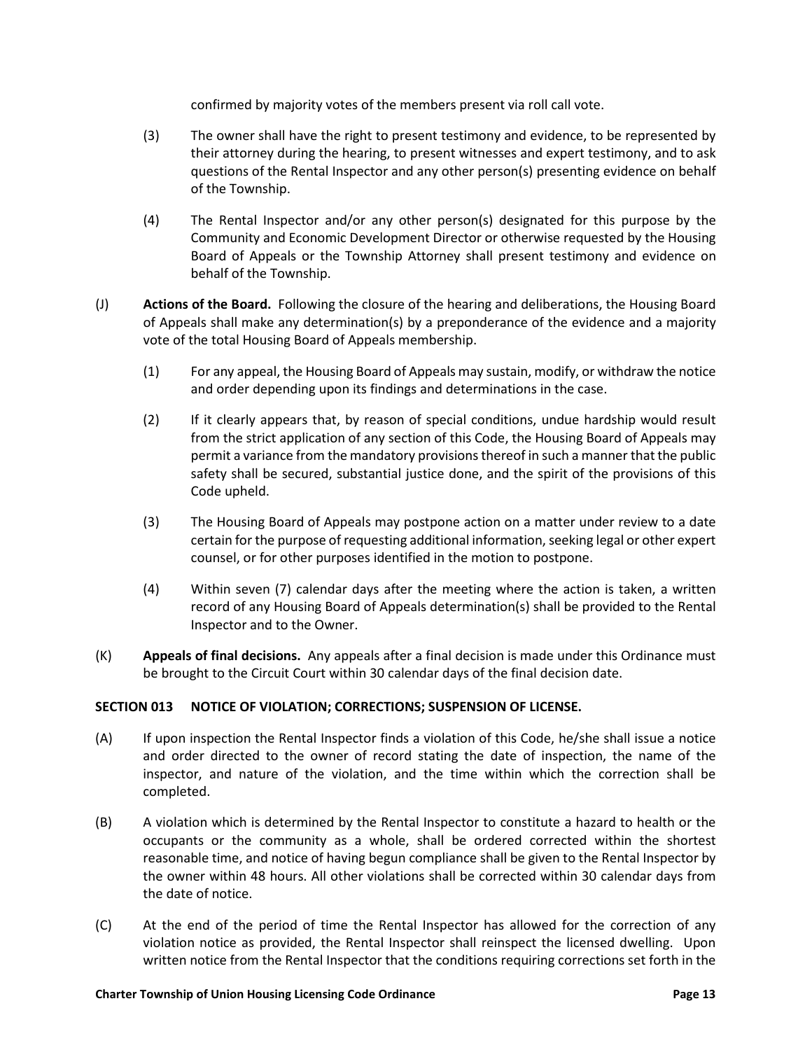confirmed by majority votes of the members present via roll call vote.

(3) The owner shall have the right to present testimony and evidence, to be represented by their attorney during the hearing, to present witnesses and expert testimony, and to ask questions of the Rental Inspector and any other person(s) presenting evidence on behalf of the Township.

(4) The Rental Inspector and/or any other person(s) designated for this purpose by the Community and Economic Development Director or otherwise requested by the Housing Board of Appeals or the Township Attorney shall present testimony and evidence on behalf of the Township.

(J) **Actions of the Board.** Following the closure of the hearing and deliberations, the Housing Board of Appeals shall make any determination(s) by a preponderance of the evidence and a majority vote of the total Housing Board of Appeals membership.

(1) For any appeal, the Housing Board of Appeals may sustain, modify, or withdraw the notice and order depending upon its findings and determinations in the case.

(2) If it clearly appears that, by reason of special conditions, undue hardship would result from the strict application of any section of this Code, the Housing Board of Appeals may permit a variance from the mandatory provisions thereof in such a manner that the public safety shall be secured, substantial justice done, and the spirit of the provisions of this Code upheld.

(3) The Housing Board of Appeals may postpone action on a matter under review to a date certain for the purpose of requesting additional information, seeking legal or other expert counsel, or for other purposes identified in the motion to postpone.

(4) Within seven (7) calendar days after the meeting where the action is taken, a written record of any Housing Board of Appeals determination(s) shall be provided to the Rental Inspector and to the Owner.

(K) **Appeals of final decisions.** Any appeals after a final decision is made under this Ordinance must be brought to the Circuit Court within 30 calendar days of the final decision date.

**SECTION 013 NOTICE OF VIOLATION; CORRECTIONS; SUSPENSION OF LICENSE.**

(A) If upon inspection the Rental Inspector finds a violation of this Code, he/she shall issue a notice and order directed to the owner of record stating the date of inspection, the name of the inspector, and nature of the violation, and the time within which the correction shall be completed.

(B) A violation which is determined by the Rental Inspector to constitute a hazard to health or the occupants or the community as a whole, shall be ordered corrected within the shortest reasonable time, and notice of having begun compliance shall be given to the Rental Inspector by the owner within 48 hours. All other violations shall be corrected within 30 calendar days from the date of notice.

(C) At the end of the period of time the Rental Inspector has allowed for the correction of any violation notice as provided, the Rental Inspector shall reinspect the licensed dwelling. Upon written notice from the Rental Inspector that the conditions requiring corrections set forth in the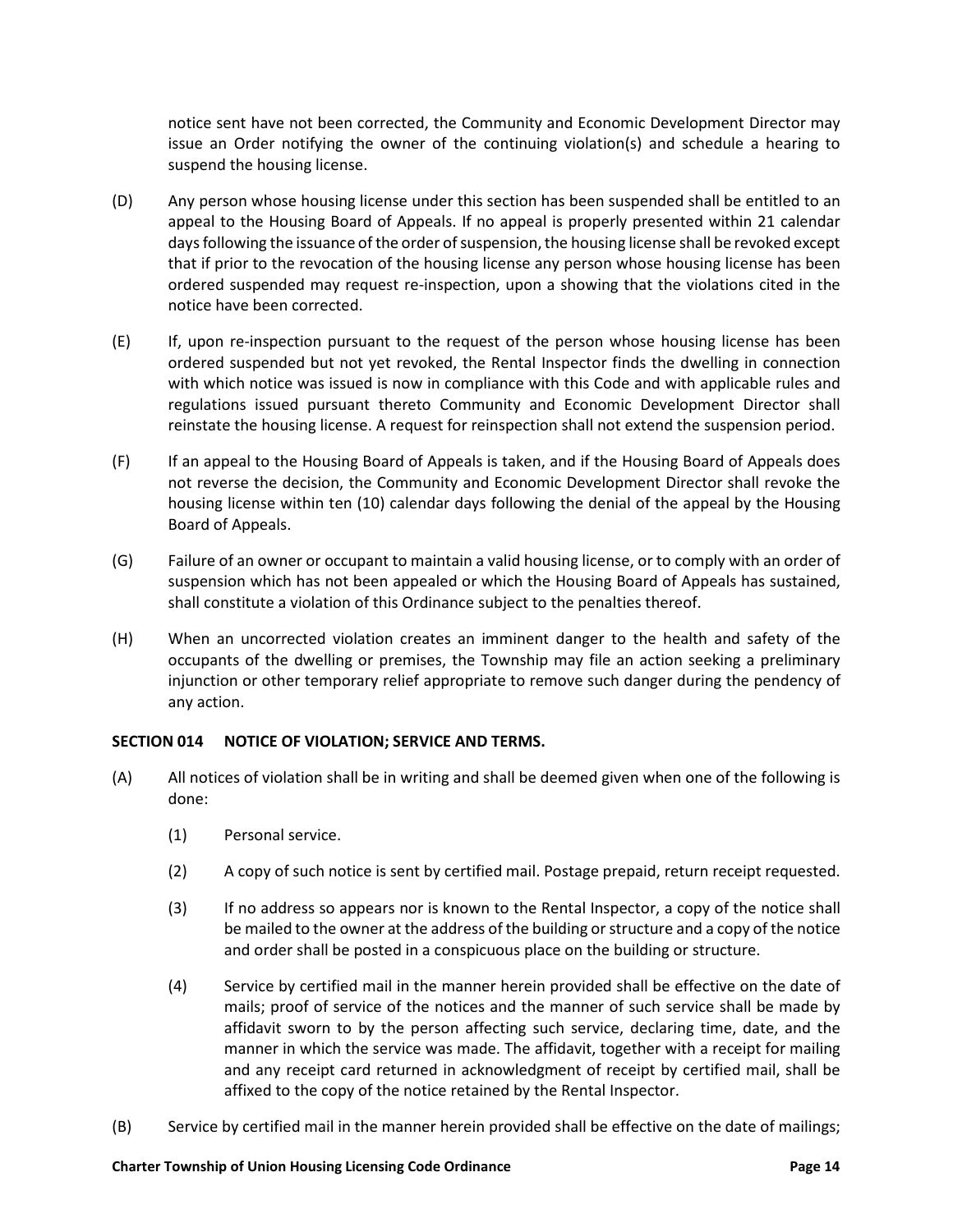notice sent have not been corrected, the Community and Economic Development Director may issue an Order notifying the owner of the continuing violation(s) and schedule a hearing to suspend the housing license.

(D) Any person whose housing license under this section has been suspended shall be entitled to an appeal to the Housing Board of Appeals. If no appeal is properly presented within 21 calendar days following the issuance of the order of suspension, the housing license shall be revoked except that if prior to the revocation of the housing license any person whose housing license has been ordered suspended may request re-inspection, upon a showing that the violations cited in the notice have been corrected.

(E) If, upon re-inspection pursuant to the request of the person whose housing license has been ordered suspended but not yet revoked, the Rental Inspector finds the dwelling in connection with which notice was issued is now in compliance with this Code and with applicable rules and regulations issued pursuant thereto Community and Economic Development Director shall reinstate the housing license. A request for reinspection shall not extend the suspension period.

(F) If an appeal to the Housing Board of Appeals is taken, and if the Housing Board of Appeals does not reverse the decision, the Community and Economic Development Director shall revoke the housing license within ten (10) calendar days following the denial of the appeal by the Housing Board of Appeals.

(G) Failure of an owner or occupant to maintain a valid housing license, or to comply with an order of suspension which has not been appealed or which the Housing Board of Appeals has sustained, shall constitute a violation of this Ordinance subject to the penalties thereof.

(H) When an uncorrected violation creates an imminent danger to the health and safety of the occupants of the dwelling or premises, the Township may file an action seeking a preliminary injunction or other temporary relief appropriate to remove such danger during the pendency of any action.

**SECTION 014 NOTICE OF VIOLATION; SERVICE AND TERMS.**

(A) All notices of violation shall be in writing and shall be deemed given when one of the following is done:

(1) Personal service.

(2) A copy of such notice is sent by certified mail. Postage prepaid, return receipt requested.

(3) If no address so appears nor is known to the Rental Inspector, a copy of the notice shall be mailed to the owner at the address of the building or structure and a copy of the notice and order shall be posted in a conspicuous place on the building or structure.

(4) Service by certified mail in the manner herein provided shall be effective on the date of mails; proof of service of the notices and the manner of such service shall be made by affidavit sworn to by the person affecting such service, declaring time, date, and the manner in which the service was made. The affidavit, together with a receipt for mailing and any receipt card returned in acknowledgment of receipt by certified mail, shall be affixed to the copy of the notice retained by the Rental Inspector.

(B) Service by certified mail in the manner herein provided shall be effective on the date of mailings;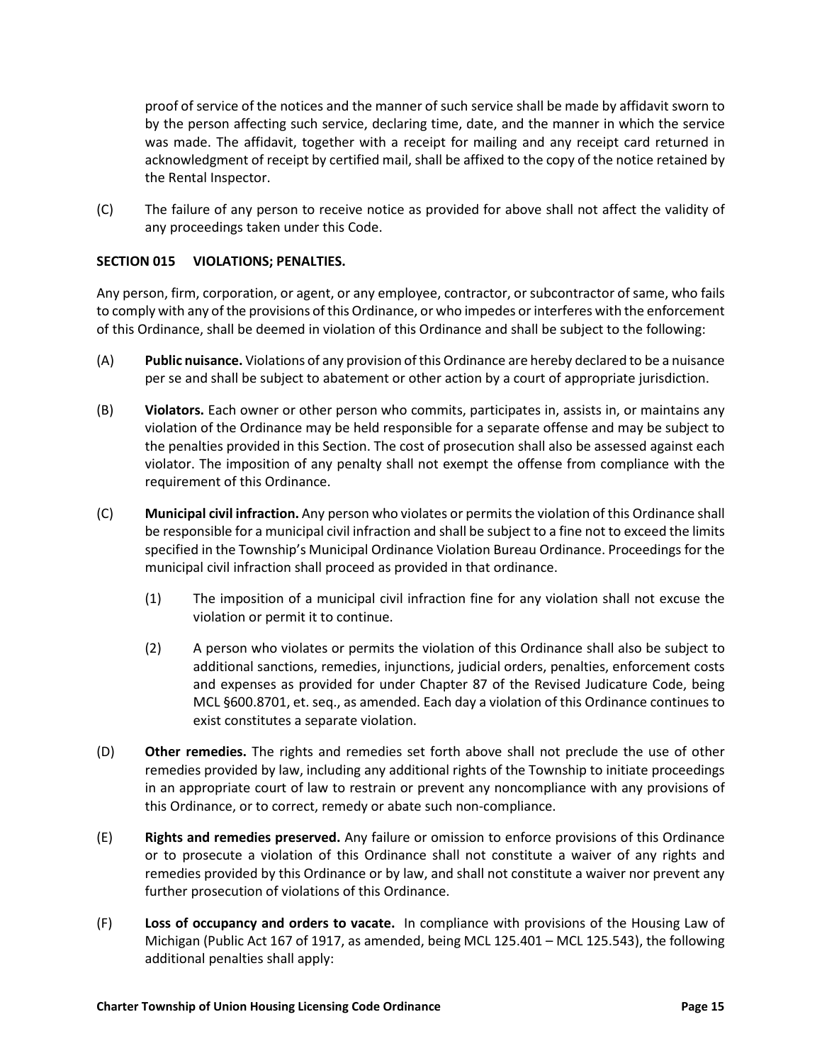proof of service of the notices and the manner of such service shall be made by affidavit sworn to by the person affecting such service, declaring time, date, and the manner in which the service was made. The affidavit, together with a receipt for mailing and any receipt card returned in acknowledgment of receipt by certified mail, shall be affixed to the copy of the notice retained by the Rental Inspector.

(C) The failure of any person to receive notice as provided for above shall not affect the validity of any proceedings taken under this Code.

**SECTION 015 VIOLATIONS; PENALTIES.**

Any person, firm, corporation, or agent, or any employee, contractor, or subcontractor of same, who fails to comply with any of the provisions of this Ordinance, or who impedes or interferes with the enforcement of this Ordinance, shall be deemed in violation of this Ordinance and shall be subject to the following:

(A) **Public nuisance.** Violations of any provision of this Ordinance are hereby declared to be a nuisance per se and shall be subject to abatement or other action by a court of appropriate jurisdiction.

(B) **Violators.** Each owner or other person who commits, participates in, assists in, or maintains any violation of the Ordinance may be held responsible for a separate offense and may be subject to the penalties provided in this Section. The cost of prosecution shall also be assessed against each violator. The imposition of any penalty shall not exempt the offense from compliance with the requirement of this Ordinance.

(C) **Municipal civil infraction.** Any person who violates or permits the violation of this Ordinance shall be responsible for a municipal civil infraction and shall be subject to a fine not to exceed the limits specified in the Township's Municipal Ordinance Violation Bureau Ordinance. Proceedings for the municipal civil infraction shall proceed as provided in that ordinance.

  (1) The imposition of a municipal civil infraction fine for any violation shall not excuse the violation or permit it to continue.

  (2) A person who violates or permits the violation of this Ordinance shall also be subject to additional sanctions, remedies, injunctions, judicial orders, penalties, enforcement costs and expenses as provided for under Chapter 87 of the Revised Judicature Code, being MCL §600.8701, et. seq., as amended. Each day a violation of this Ordinance continues to exist constitutes a separate violation.

(D) **Other remedies.** The rights and remedies set forth above shall not preclude the use of other remedies provided by law, including any additional rights of the Township to initiate proceedings in an appropriate court of law to restrain or prevent any noncompliance with any provisions of this Ordinance, or to correct, remedy or abate such non-compliance.

(E) **Rights and remedies preserved.** Any failure or omission to enforce provisions of this Ordinance or to prosecute a violation of this Ordinance shall not constitute a waiver of any rights and remedies provided by this Ordinance or by law, and shall not constitute a waiver nor prevent any further prosecution of violations of this Ordinance.

(F) **Loss of occupancy and orders to vacate.** In compliance with provisions of the Housing Law of Michigan (Public Act 167 of 1917, as amended, being MCL 125.401 – MCL 125.543), the following additional penalties shall apply: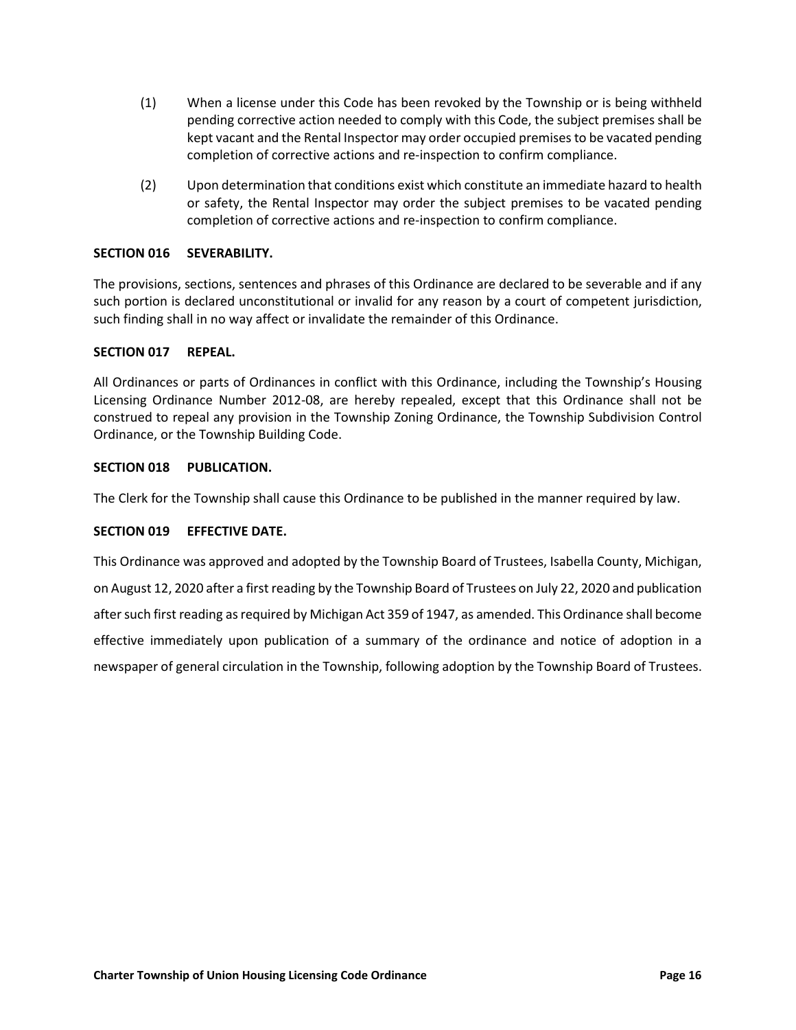(1) When a license under this Code has been revoked by the Township or is being withheld pending corrective action needed to comply with this Code, the subject premises shall be kept vacant and the Rental Inspector may order occupied premises to be vacated pending completion of corrective actions and re-inspection to confirm compliance.

(2) Upon determination that conditions exist which constitute an immediate hazard to health or safety, the Rental Inspector may order the subject premises to be vacated pending completion of corrective actions and re-inspection to confirm compliance.

**SECTION 016 SEVERABILITY.**

The provisions, sections, sentences and phrases of this Ordinance are declared to be severable and if any such portion is declared unconstitutional or invalid for any reason by a court of competent jurisdiction, such finding shall in no way affect or invalidate the remainder of this Ordinance.

**SECTION 017 REPEAL.**

All Ordinances or parts of Ordinances in conflict with this Ordinance, including the Township's Housing Licensing Ordinance Number 2012-08, are hereby repealed, except that this Ordinance shall not be construed to repeal any provision in the Township Zoning Ordinance, the Township Subdivision Control Ordinance, or the Township Building Code.

**SECTION 018 PUBLICATION.**

The Clerk for the Township shall cause this Ordinance to be published in the manner required by law.

**SECTION 019 EFFECTIVE DATE.**

This Ordinance was approved and adopted by the Township Board of Trustees, Isabella County, Michigan, on August 12, 2020 after a first reading by the Township Board of Trustees on July 22, 2020 and publication after such first reading as required by Michigan Act 359 of 1947, as amended. This Ordinance shall become effective immediately upon publication of a summary of the ordinance and notice of adoption in a newspaper of general circulation in the Township, following adoption by the Township Board of Trustees.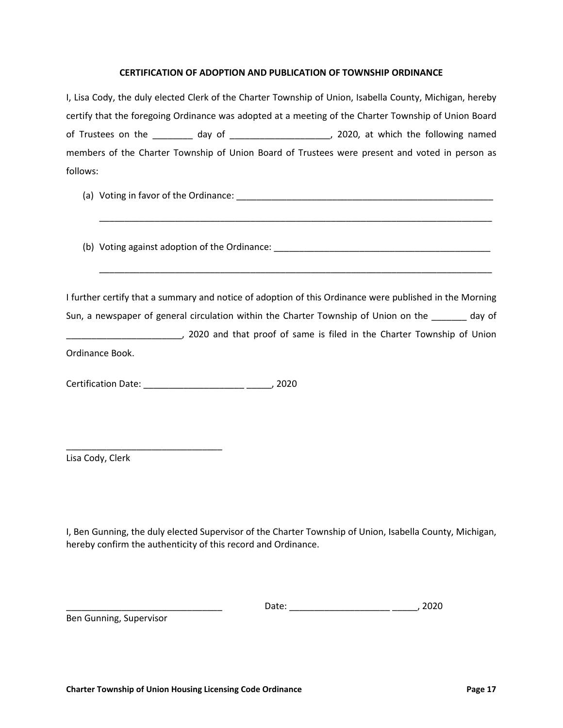**CERTIFICATION OF ADOPTION AND PUBLICATION OF TOWNSHIP ORDINANCE**

I, Lisa Cody, the duly elected Clerk of the Charter Township of Union, Isabella County, Michigan, hereby certify that the foregoing Ordinance was adopted at a meeting of the Charter Township of Union Board of Trustees on the ________ day of ____________________, 2020, at which the following named members of the Charter Township of Union Board of Trustees were present and voted in person as follows:

(a) Voting in favor of the Ordinance: ______________________________________________________

_________________________________________________________________________________

(b) Voting against adoption of the Ordinance: _______________________________________________

_________________________________________________________________________________

I further certify that a summary and notice of adoption of this Ordinance were published in the Morning Sun, a newspaper of general circulation within the Charter Township of Union on the _______ day of _______________________, 2020 and that proof of same is filed in the Charter Township of Union Ordinance Book.

Certification Date: ____________________ _____, 2020

_______________________________
Lisa Cody, Clerk

I, Ben Gunning, the duly elected Supervisor of the Charter Township of Union, Isabella County, Michigan, hereby confirm the authenticity of this record and Ordinance.

_______________________________ Date: ____________________ _____, 2020
Ben Gunning, Supervisor

**Charter Township of Union Housing Licensing Code Ordinance**